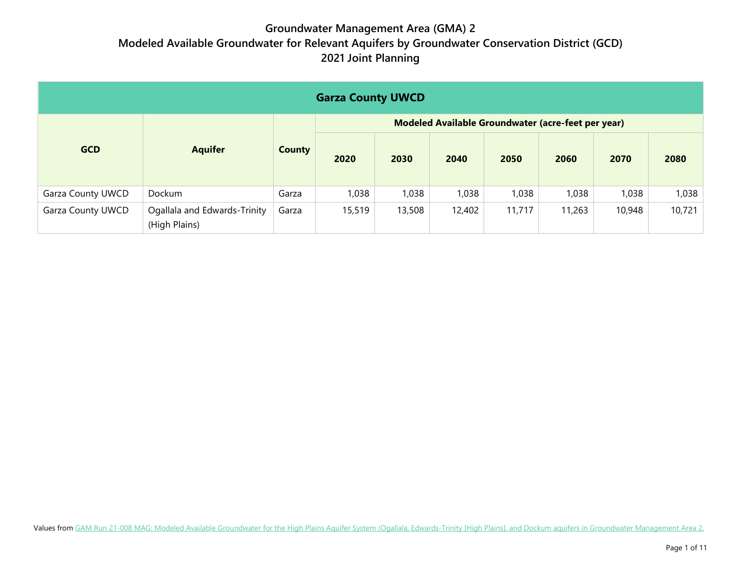# Groundwater Management Area (GMA) 2
## Modeled Available Groundwater for Relevant Aquifers by Groundwater Conservation District (GCD)
## 2021 Joint Planning

| Garza County UWCD | | | | | | | | | |
|---|---|---|---|---|---|---|---|---|---|
| **GCD** | **Aquifer** | **County** | **Modeled Available Groundwater (acre-feet per year)** | | | | | | |
| | | | **2020** | **2030** | **2040** | **2050** | **2060** | **2070** | **2080** |
| Garza County UWCD | Dockum | Garza | 1,038 | 1,038 | 1,038 | 1,038 | 1,038 | 1,038 | 1,038 |
| Garza County UWCD | Ogallala and Edwards-Trinity (High Plains) | Garza | 15,519 | 13,508 | 12,402 | 11,717 | 11,263 | 10,948 | 10,721 |

Values from GAM Run 21-008 MAG: Modeled Available Groundwater for the High Plains Aquifer System (Ogallala, Edwards-Trinity [High Plains], and Dockum aquifers in Groundwater Management Area 2.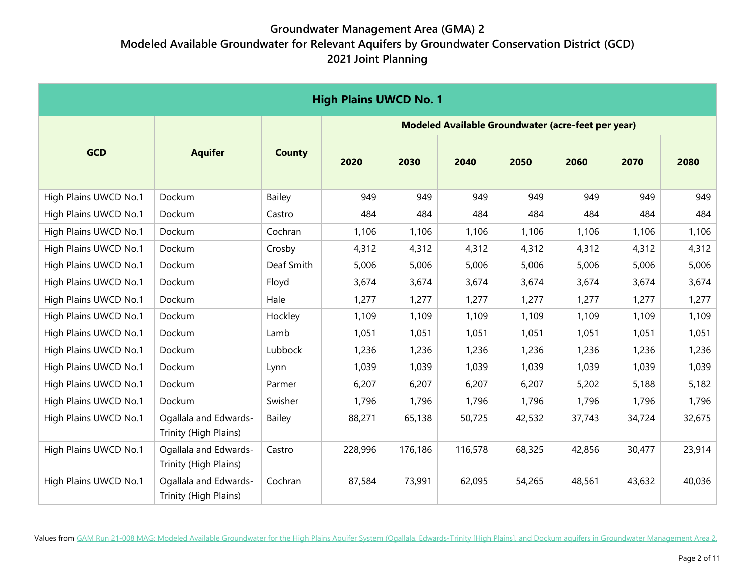# Groundwater Management Area (GMA) 2
## Modeled Available Groundwater for Relevant Aquifers by Groundwater Conservation District (GCD)
## 2021 Joint Planning

| High Plains UWCD No. 1 | | | | | | | | | |
|---|---|---|---|---|---|---|---|---|---|
| GCD | Aquifer | County | Modeled Available Groundwater (acre-feet per year) | | | | | | |
| | | | 2020 | 2030 | 2040 | 2050 | 2060 | 2070 | 2080 |
| High Plains UWCD No.1 | Dockum | Bailey | 949 | 949 | 949 | 949 | 949 | 949 | 949 |
| High Plains UWCD No.1 | Dockum | Castro | 484 | 484 | 484 | 484 | 484 | 484 | 484 |
| High Plains UWCD No.1 | Dockum | Cochran | 1,106 | 1,106 | 1,106 | 1,106 | 1,106 | 1,106 | 1,106 |
| High Plains UWCD No.1 | Dockum | Crosby | 4,312 | 4,312 | 4,312 | 4,312 | 4,312 | 4,312 | 4,312 |
| High Plains UWCD No.1 | Dockum | Deaf Smith | 5,006 | 5,006 | 5,006 | 5,006 | 5,006 | 5,006 | 5,006 |
| High Plains UWCD No.1 | Dockum | Floyd | 3,674 | 3,674 | 3,674 | 3,674 | 3,674 | 3,674 | 3,674 |
| High Plains UWCD No.1 | Dockum | Hale | 1,277 | 1,277 | 1,277 | 1,277 | 1,277 | 1,277 | 1,277 |
| High Plains UWCD No.1 | Dockum | Hockley | 1,109 | 1,109 | 1,109 | 1,109 | 1,109 | 1,109 | 1,109 |
| High Plains UWCD No.1 | Dockum | Lamb | 1,051 | 1,051 | 1,051 | 1,051 | 1,051 | 1,051 | 1,051 |
| High Plains UWCD No.1 | Dockum | Lubbock | 1,236 | 1,236 | 1,236 | 1,236 | 1,236 | 1,236 | 1,236 |
| High Plains UWCD No.1 | Dockum | Lynn | 1,039 | 1,039 | 1,039 | 1,039 | 1,039 | 1,039 | 1,039 |
| High Plains UWCD No.1 | Dockum | Parmer | 6,207 | 6,207 | 6,207 | 6,207 | 5,202 | 5,188 | 5,182 |
| High Plains UWCD No.1 | Dockum | Swisher | 1,796 | 1,796 | 1,796 | 1,796 | 1,796 | 1,796 | 1,796 |
| High Plains UWCD No.1 | Ogallala and Edwards-Trinity (High Plains) | Bailey | 88,271 | 65,138 | 50,725 | 42,532 | 37,743 | 34,724 | 32,675 |
| High Plains UWCD No.1 | Ogallala and Edwards-Trinity (High Plains) | Castro | 228,996 | 176,186 | 116,578 | 68,325 | 42,856 | 30,477 | 23,914 |
| High Plains UWCD No.1 | Ogallala and Edwards-Trinity (High Plains) | Cochran | 87,584 | 73,991 | 62,095 | 54,265 | 48,561 | 43,632 | 40,036 |

Values from GAM Run 21-008 MAG: Modeled Available Groundwater for the High Plains Aquifer System (Ogallala, Edwards-Trinity [High Plains], and Dockum aquifers in Groundwater Management Area 2.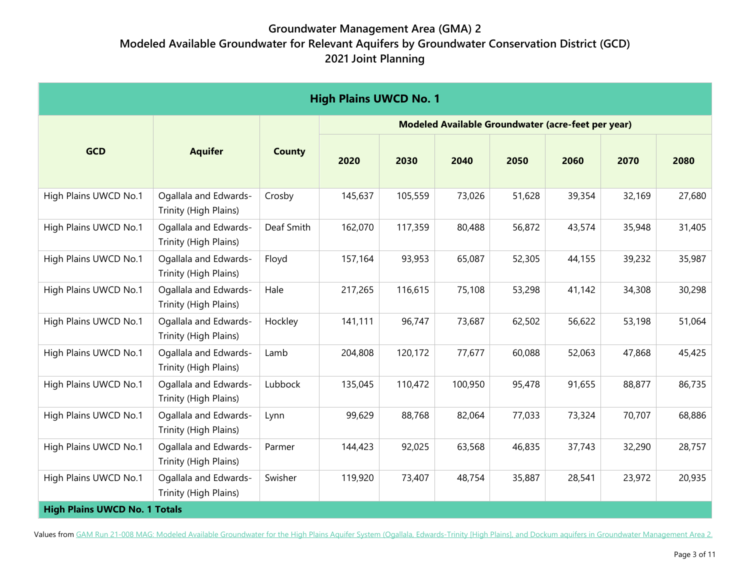# Groundwater Management Area (GMA) 2
## Modeled Available Groundwater for Relevant Aquifers by Groundwater Conservation District (GCD)
## 2021 Joint Planning

| High Plains UWCD No. 1 | | | | | | | | | |
|---|---|---|---|---|---|---|---|---|---|
| GCD | Aquifer | County | Modeled Available Groundwater (acre-feet per year) | | | | | | |
| | | | 2020 | 2030 | 2040 | 2050 | 2060 | 2070 | 2080 |
| High Plains UWCD No.1 | Ogallala and Edwards-Trinity (High Plains) | Crosby | 145,637 | 105,559 | 73,026 | 51,628 | 39,354 | 32,169 | 27,680 |
| High Plains UWCD No.1 | Ogallala and Edwards-Trinity (High Plains) | Deaf Smith | 162,070 | 117,359 | 80,488 | 56,872 | 43,574 | 35,948 | 31,405 |
| High Plains UWCD No.1 | Ogallala and Edwards-Trinity (High Plains) | Floyd | 157,164 | 93,953 | 65,087 | 52,305 | 44,155 | 39,232 | 35,987 |
| High Plains UWCD No.1 | Ogallala and Edwards-Trinity (High Plains) | Hale | 217,265 | 116,615 | 75,108 | 53,298 | 41,142 | 34,308 | 30,298 |
| High Plains UWCD No.1 | Ogallala and Edwards-Trinity (High Plains) | Hockley | 141,111 | 96,747 | 73,687 | 62,502 | 56,622 | 53,198 | 51,064 |
| High Plains UWCD No.1 | Ogallala and Edwards-Trinity (High Plains) | Lamb | 204,808 | 120,172 | 77,677 | 60,088 | 52,063 | 47,868 | 45,425 |
| High Plains UWCD No.1 | Ogallala and Edwards-Trinity (High Plains) | Lubbock | 135,045 | 110,472 | 100,950 | 95,478 | 91,655 | 88,877 | 86,735 |
| High Plains UWCD No.1 | Ogallala and Edwards-Trinity (High Plains) | Lynn | 99,629 | 88,768 | 82,064 | 77,033 | 73,324 | 70,707 | 68,886 |
| High Plains UWCD No.1 | Ogallala and Edwards-Trinity (High Plains) | Parmer | 144,423 | 92,025 | 63,568 | 46,835 | 37,743 | 32,290 | 28,757 |
| High Plains UWCD No.1 | Ogallala and Edwards-Trinity (High Plains) | Swisher | 119,920 | 73,407 | 48,754 | 35,887 | 28,541 | 23,972 | 20,935 |
| **High Plains UWCD No. 1 Totals** | | | | | | | | | |

Values from GAM Run 21-008 MAG: Modeled Available Groundwater for the High Plains Aquifer System (Ogallala, Edwards-Trinity [High Plains], and Dockum aquifers in Groundwater Management Area 2.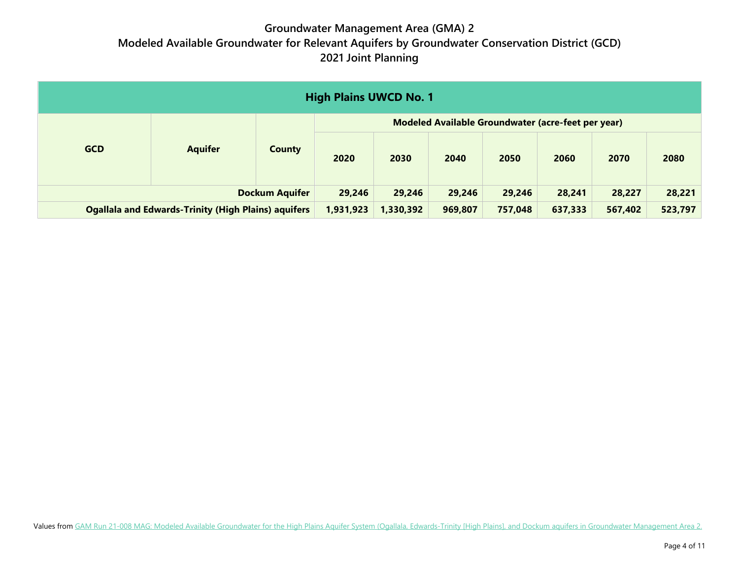# Groundwater Management Area (GMA) 2
## Modeled Available Groundwater for Relevant Aquifers by Groundwater Conservation District (GCD)
## 2021 Joint Planning

| High Plains UWCD No. 1 | | | | | | | | | |
|---|---|---|---|---|---|---|---|---|---|
| **GCD** | **Aquifer** | **County** | **Modeled Available Groundwater (acre-feet per year)** | | | | | | |
| | | | **2020** | **2030** | **2040** | **2050** | **2060** | **2070** | **2080** |
| | | **Dockum Aquifer** | **29,246** | **29,246** | **29,246** | **29,246** | **28,241** | **28,227** | **28,221** |
| | | **Ogallala and Edwards-Trinity (High Plains) aquifers** | **1,931,923** | **1,330,392** | **969,807** | **757,048** | **637,333** | **567,402** | **523,797** |

Values from GAM Run 21-008 MAG: Modeled Available Groundwater for the High Plains Aquifer System (Ogallala, Edwards-Trinity [High Plains], and Dockum aquifers in Groundwater Management Area 2.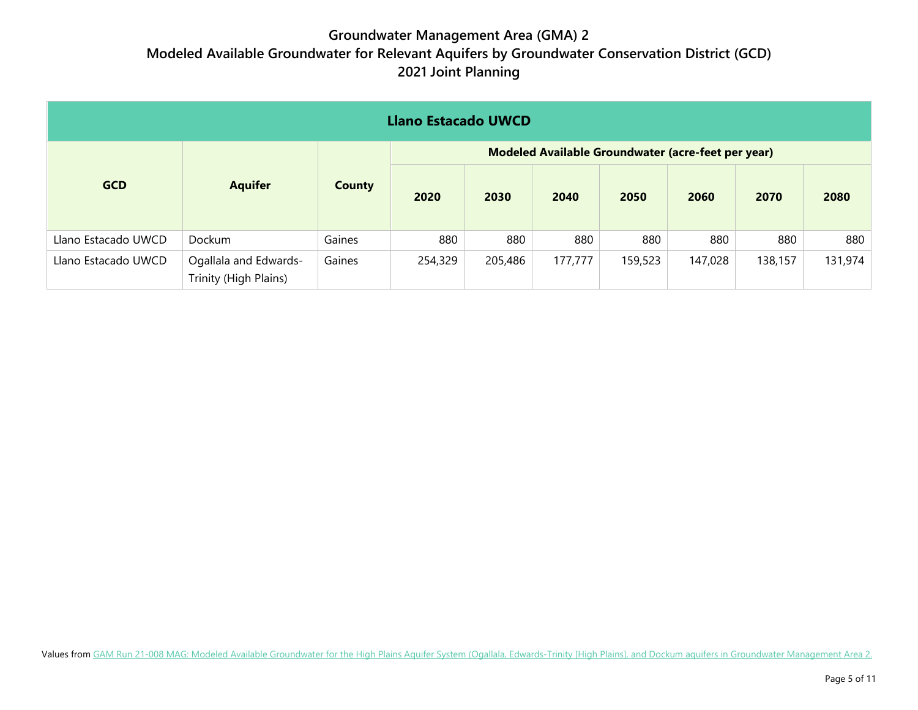# Groundwater Management Area (GMA) 2
## Modeled Available Groundwater for Relevant Aquifers by Groundwater Conservation District (GCD)
## 2021 Joint Planning

| Llano Estacado UWCD | | | | | | | | | |
|---|---|---|---|---|---|---|---|---|---|
| GCD | Aquifer | County | Modeled Available Groundwater (acre-feet per year) | | | | | | |
| | | | 2020 | 2030 | 2040 | 2050 | 2060 | 2070 | 2080 |
| Llano Estacado UWCD | Dockum | Gaines | 880 | 880 | 880 | 880 | 880 | 880 | 880 |
| Llano Estacado UWCD | Ogallala and Edwards-Trinity (High Plains) | Gaines | 254,329 | 205,486 | 177,777 | 159,523 | 147,028 | 138,157 | 131,974 |

Values from GAM Run 21-008 MAG: Modeled Available Groundwater for the High Plains Aquifer System (Ogallala, Edwards-Trinity [High Plains], and Dockum aquifers in Groundwater Management Area 2.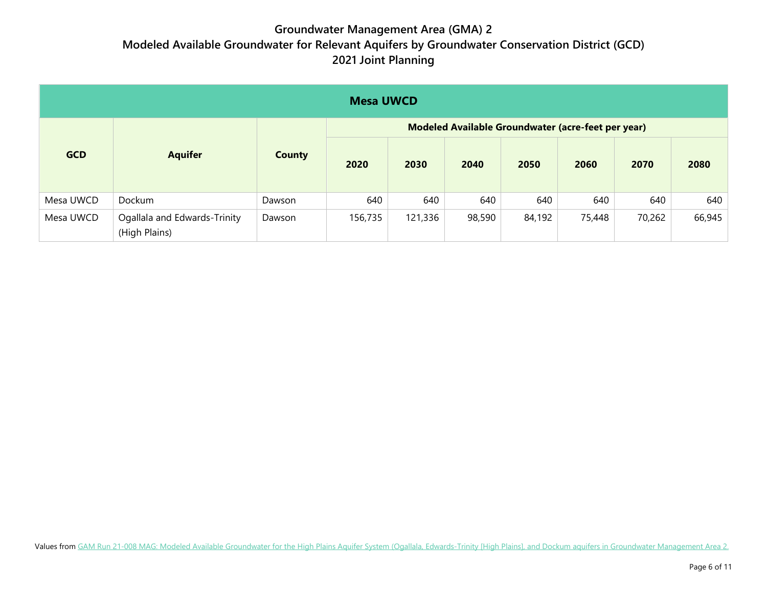# Groundwater Management Area (GMA) 2
## Modeled Available Groundwater for Relevant Aquifers by Groundwater Conservation District (GCD)
## 2021 Joint Planning

| Mesa UWCD | | | | | | | | | |
|---|---|---|---|---|---|---|---|---|---|
| **GCD** | **Aquifer** | **County** | **Modeled Available Groundwater (acre-feet per year)** | | | | | | |
| | | | **2020** | **2030** | **2040** | **2050** | **2060** | **2070** | **2080** |
| Mesa UWCD | Dockum | Dawson | 640 | 640 | 640 | 640 | 640 | 640 | 640 |
| Mesa UWCD | Ogallala and Edwards-Trinity (High Plains) | Dawson | 156,735 | 121,336 | 98,590 | 84,192 | 75,448 | 70,262 | 66,945 |

Values from GAM Run 21-008 MAG: Modeled Available Groundwater for the High Plains Aquifer System (Ogallala, Edwards-Trinity [High Plains], and Dockum aquifers in Groundwater Management Area 2.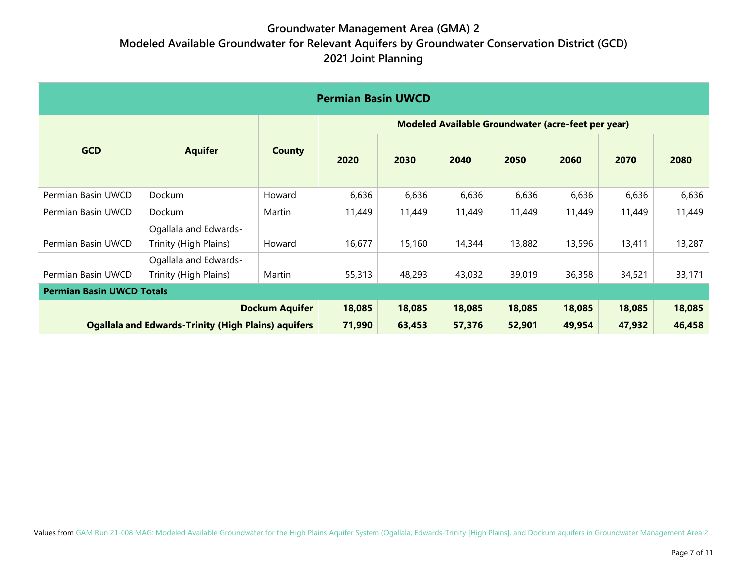# Groundwater Management Area (GMA) 2
## Modeled Available Groundwater for Relevant Aquifers by Groundwater Conservation District (GCD)
## 2021 Joint Planning

| **Permian Basin UWCD** | | | | | | | | | |
|---|---|---|---|---|---|---|---|---|---|
| **GCD** | **Aquifer** | **County** | **Modeled Available Groundwater (acre-feet per year)** | | | | | | |
| | | | **2020** | **2030** | **2040** | **2050** | **2060** | **2070** | **2080** |
| Permian Basin UWCD | Dockum | Howard | 6,636 | 6,636 | 6,636 | 6,636 | 6,636 | 6,636 | 6,636 |
| Permian Basin UWCD | Dockum | Martin | 11,449 | 11,449 | 11,449 | 11,449 | 11,449 | 11,449 | 11,449 |
| Permian Basin UWCD | Ogallala and Edwards-Trinity (High Plains) | Howard | 16,677 | 15,160 | 14,344 | 13,882 | 13,596 | 13,411 | 13,287 |
| Permian Basin UWCD | Ogallala and Edwards-Trinity (High Plains) | Martin | 55,313 | 48,293 | 43,032 | 39,019 | 36,358 | 34,521 | 33,171 |
| **Permian Basin UWCD Totals** | | | | | | | | | |
| | | **Dockum Aquifer** | **18,085** | **18,085** | **18,085** | **18,085** | **18,085** | **18,085** | **18,085** |
| | | **Ogallala and Edwards-Trinity (High Plains) aquifers** | **71,990** | **63,453** | **57,376** | **52,901** | **49,954** | **47,932** | **46,458** |

Values from GAM Run 21-008 MAG: Modeled Available Groundwater for the High Plains Aquifer System (Ogallala, Edwards-Trinity [High Plains], and Dockum aquifers in Groundwater Management Area 2.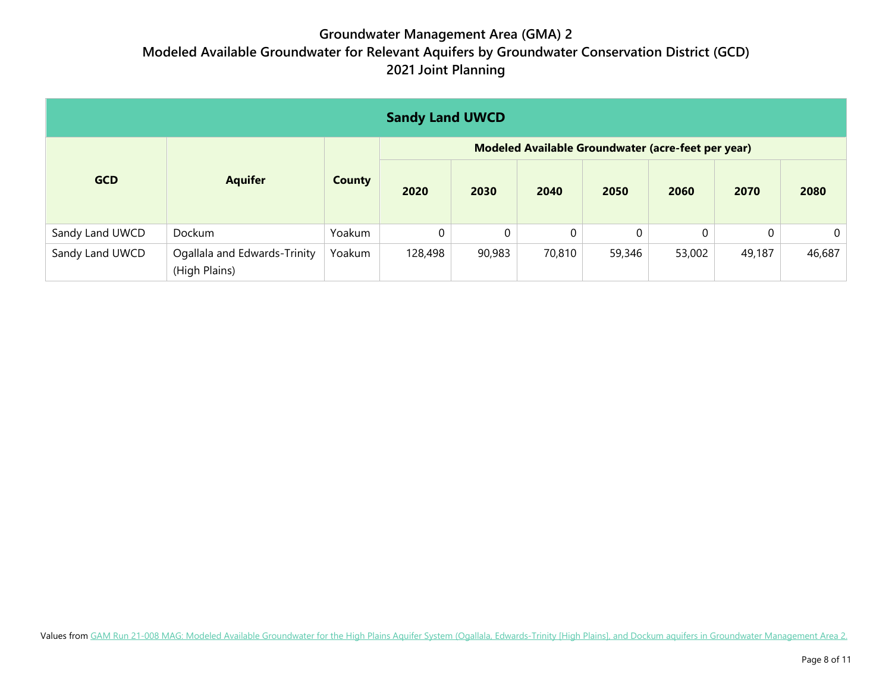# Groundwater Management Area (GMA) 2
# Modeled Available Groundwater for Relevant Aquifers by Groundwater Conservation District (GCD)
# 2021 Joint Planning

| Sandy Land UWCD | | | | | | | | | |
|---|---|---|---|---|---|---|---|---|---|
| **GCD** | **Aquifer** | **County** | **Modeled Available Groundwater (acre-feet per year)** | | | | | | |
| | | | **2020** | **2030** | **2040** | **2050** | **2060** | **2070** | **2080** |
| Sandy Land UWCD | Dockum | Yoakum | 0 | 0 | 0 | 0 | 0 | 0 | 0 |
| Sandy Land UWCD | Ogallala and Edwards-Trinity (High Plains) | Yoakum | 128,498 | 90,983 | 70,810 | 59,346 | 53,002 | 49,187 | 46,687 |

Values from GAM Run 21-008 MAG: Modeled Available Groundwater for the High Plains Aquifer System (Ogallala, Edwards-Trinity [High Plains], and Dockum aquifers in Groundwater Management Area 2.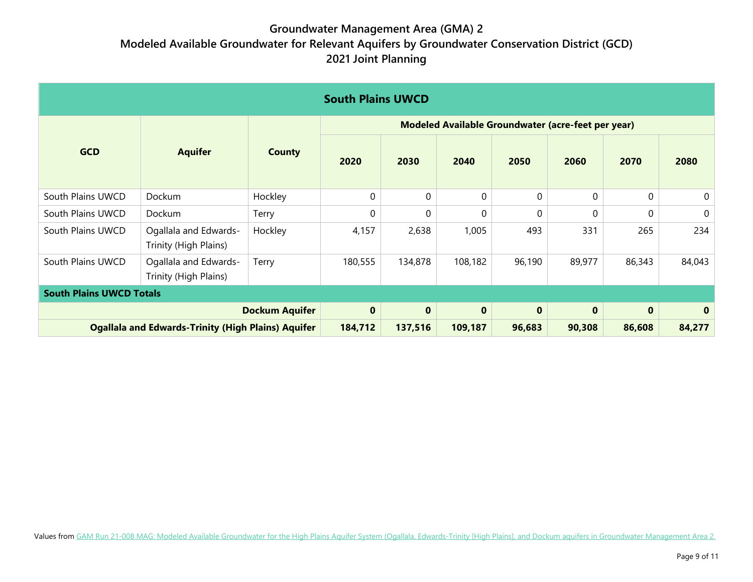# Groundwater Management Area (GMA) 2
## Modeled Available Groundwater for Relevant Aquifers by Groundwater Conservation District (GCD)
## 2021 Joint Planning

| South Plains UWCD | | | | | | | | | |
|---|---|---|---|---|---|---|---|---|---|
| **GCD** | **Aquifer** | **County** | **Modeled Available Groundwater (acre-feet per year)** | | | | | | |
| | | | **2020** | **2030** | **2040** | **2050** | **2060** | **2070** | **2080** |
| South Plains UWCD | Dockum | Hockley | 0 | 0 | 0 | 0 | 0 | 0 | 0 |
| South Plains UWCD | Dockum | Terry | 0 | 0 | 0 | 0 | 0 | 0 | 0 |
| South Plains UWCD | Ogallala and Edwards-Trinity (High Plains) | Hockley | 4,157 | 2,638 | 1,005 | 493 | 331 | 265 | 234 |
| South Plains UWCD | Ogallala and Edwards-Trinity (High Plains) | Terry | 180,555 | 134,878 | 108,182 | 96,190 | 89,977 | 86,343 | 84,043 |
| **South Plains UWCD Totals** | | | | | | | | | |
| | | **Dockum Aquifer** | **0** | **0** | **0** | **0** | **0** | **0** | **0** |
| | | **Ogallala and Edwards-Trinity (High Plains) Aquifer** | **184,712** | **137,516** | **109,187** | **96,683** | **90,308** | **86,608** | **84,277** |

Values from GAM Run 21-008 MAG: Modeled Available Groundwater for the High Plains Aquifer System (Ogallala, Edwards-Trinity [High Plains], and Dockum aquifers in Groundwater Management Area 2.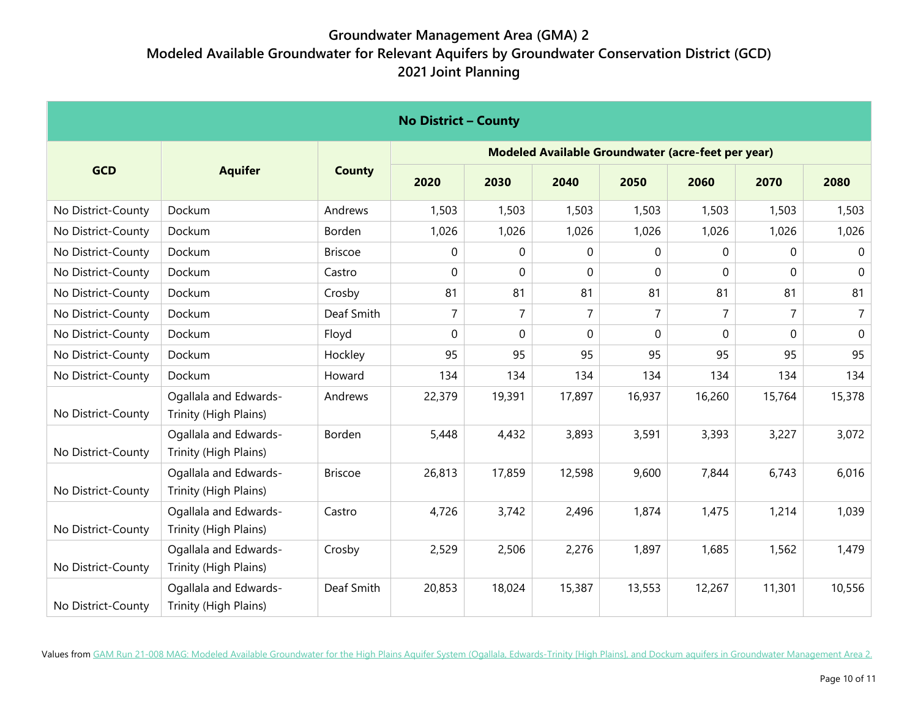# Groundwater Management Area (GMA) 2
# Modeled Available Groundwater for Relevant Aquifers by Groundwater Conservation District (GCD)
# 2021 Joint Planning

| No District – County | | | | | | | | | |
|---|---|---|---|---|---|---|---|---|---|
| GCD | Aquifer | County | Modeled Available Groundwater (acre-feet per year) | | | | | | |
| | | | 2020 | 2030 | 2040 | 2050 | 2060 | 2070 | 2080 |
| No District-County | Dockum | Andrews | 1,503 | 1,503 | 1,503 | 1,503 | 1,503 | 1,503 | 1,503 |
| No District-County | Dockum | Borden | 1,026 | 1,026 | 1,026 | 1,026 | 1,026 | 1,026 | 1,026 |
| No District-County | Dockum | Briscoe | 0 | 0 | 0 | 0 | 0 | 0 | 0 |
| No District-County | Dockum | Castro | 0 | 0 | 0 | 0 | 0 | 0 | 0 |
| No District-County | Dockum | Crosby | 81 | 81 | 81 | 81 | 81 | 81 | 81 |
| No District-County | Dockum | Deaf Smith | 7 | 7 | 7 | 7 | 7 | 7 | 7 |
| No District-County | Dockum | Floyd | 0 | 0 | 0 | 0 | 0 | 0 | 0 |
| No District-County | Dockum | Hockley | 95 | 95 | 95 | 95 | 95 | 95 | 95 |
| No District-County | Dockum | Howard | 134 | 134 | 134 | 134 | 134 | 134 | 134 |
| No District-County | Ogallala and Edwards-Trinity (High Plains) | Andrews | 22,379 | 19,391 | 17,897 | 16,937 | 16,260 | 15,764 | 15,378 |
| No District-County | Ogallala and Edwards-Trinity (High Plains) | Borden | 5,448 | 4,432 | 3,893 | 3,591 | 3,393 | 3,227 | 3,072 |
| No District-County | Ogallala and Edwards-Trinity (High Plains) | Briscoe | 26,813 | 17,859 | 12,598 | 9,600 | 7,844 | 6,743 | 6,016 |
| No District-County | Ogallala and Edwards-Trinity (High Plains) | Castro | 4,726 | 3,742 | 2,496 | 1,874 | 1,475 | 1,214 | 1,039 |
| No District-County | Ogallala and Edwards-Trinity (High Plains) | Crosby | 2,529 | 2,506 | 2,276 | 1,897 | 1,685 | 1,562 | 1,479 |
| No District-County | Ogallala and Edwards-Trinity (High Plains) | Deaf Smith | 20,853 | 18,024 | 15,387 | 13,553 | 12,267 | 11,301 | 10,556 |

Values from GAM Run 21-008 MAG: Modeled Available Groundwater for the High Plains Aquifer System (Ogallala, Edwards-Trinity [High Plains], and Dockum aquifers in Groundwater Management Area 2.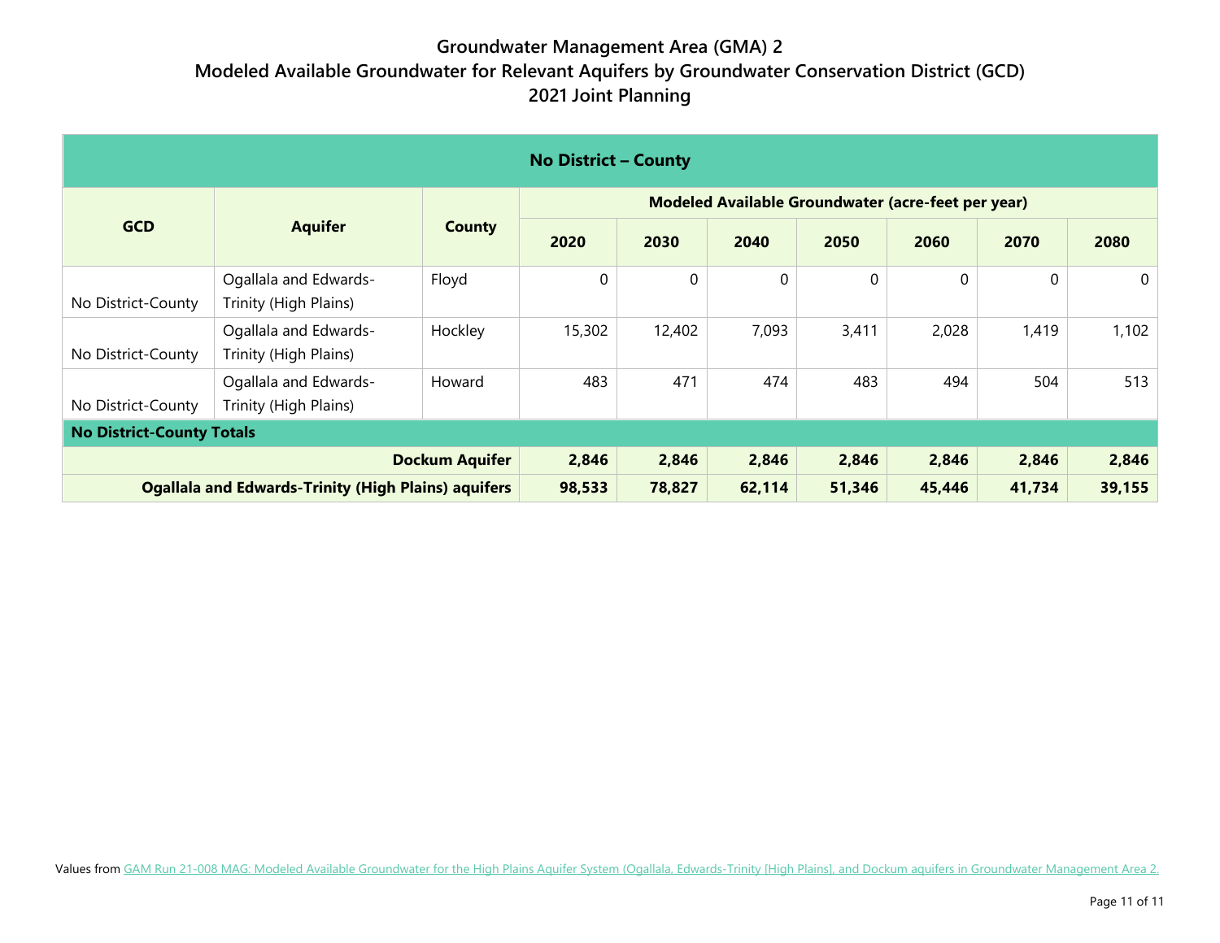# Groundwater Management Area (GMA) 2
## Modeled Available Groundwater for Relevant Aquifers by Groundwater Conservation District (GCD)
## 2021 Joint Planning

| No District – County | | | | | | | | | |
|---|---|---|---|---|---|---|---|---|---|
| **GCD** | **Aquifer** | **County** | **Modeled Available Groundwater (acre-feet per year)** | | | | | | |
| | | | **2020** | **2030** | **2040** | **2050** | **2060** | **2070** | **2080** |
| No District-County | Ogallala and Edwards-Trinity (High Plains) | Floyd | 0 | 0 | 0 | 0 | 0 | 0 | 0 |
| No District-County | Ogallala and Edwards-Trinity (High Plains) | Hockley | 15,302 | 12,402 | 7,093 | 3,411 | 2,028 | 1,419 | 1,102 |
| No District-County | Ogallala and Edwards-Trinity (High Plains) | Howard | 483 | 471 | 474 | 483 | 494 | 504 | 513 |
| **No District-County Totals** | | | | | | | | | |
| | | **Dockum Aquifer** | **2,846** | **2,846** | **2,846** | **2,846** | **2,846** | **2,846** | **2,846** |
| | | **Ogallala and Edwards-Trinity (High Plains) aquifers** | **98,533** | **78,827** | **62,114** | **51,346** | **45,446** | **41,734** | **39,155** |

Values from GAM Run 21-008 MAG: Modeled Available Groundwater for the High Plains Aquifer System (Ogallala, Edwards-Trinity [High Plains], and Dockum aquifers in Groundwater Management Area 2.